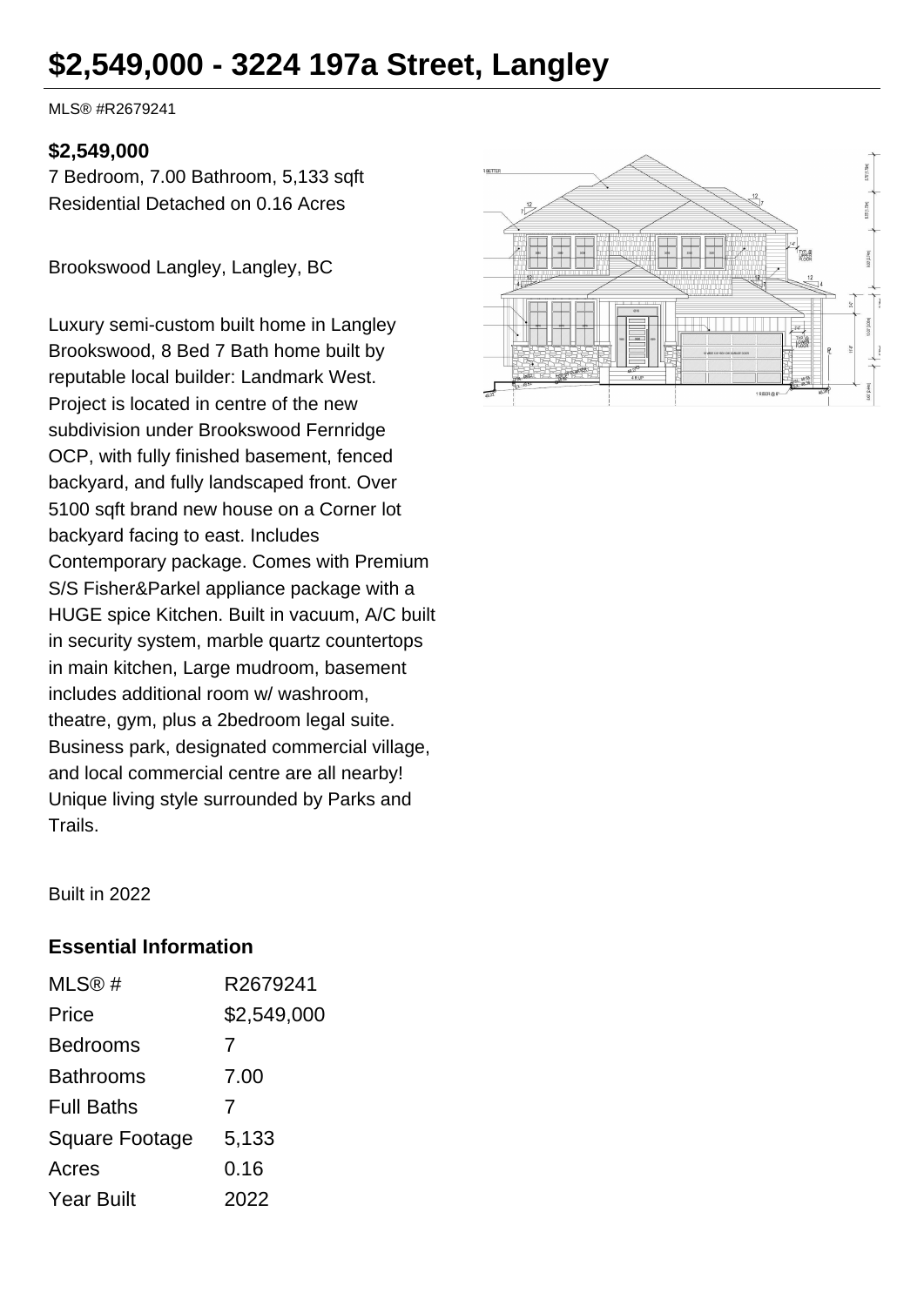# $2,549,000 - 3224 197a Street, Langley

MLS® #R2679241

**$2,549,000**

7 Bedroom, 7.00 Bathroom, 5,133 sqft
Residential Detached on 0.16 Acres

Brookswood Langley, Langley, BC

Luxury semi-custom built home in Langley Brookswood, 8 Bed 7 Bath home built by reputable local builder: Landmark West. Project is located in centre of the new subdivision under Brookswood Fernridge OCP, with fully finished basement, fenced backyard, and fully landscaped front. Over 5100 sqft brand new house on a Corner lot backyard facing to east. Includes Contemporary package. Comes with Premium S/S Fisher&Parkel appliance package with a HUGE spice Kitchen. Built in vacuum, A/C built in security system, marble quartz countertops in main kitchen, Large mudroom, basement includes additional room w/ washroom, theatre, gym, plus a 2bedroom legal suite. Business park, designated commercial village, and local commercial centre are all nearby! Unique living style surrounded by Parks and Trails.

Built in 2022

## Essential Information

| | |
|---|---|
| MLS® # | R2679241 |
| Price | $2,549,000 |
| Bedrooms | 7 |
| Bathrooms | 7.00 |
| Full Baths | 7 |
| Square Footage | 5,133 |
| Acres | 0.16 |
| Year Built | 2022 |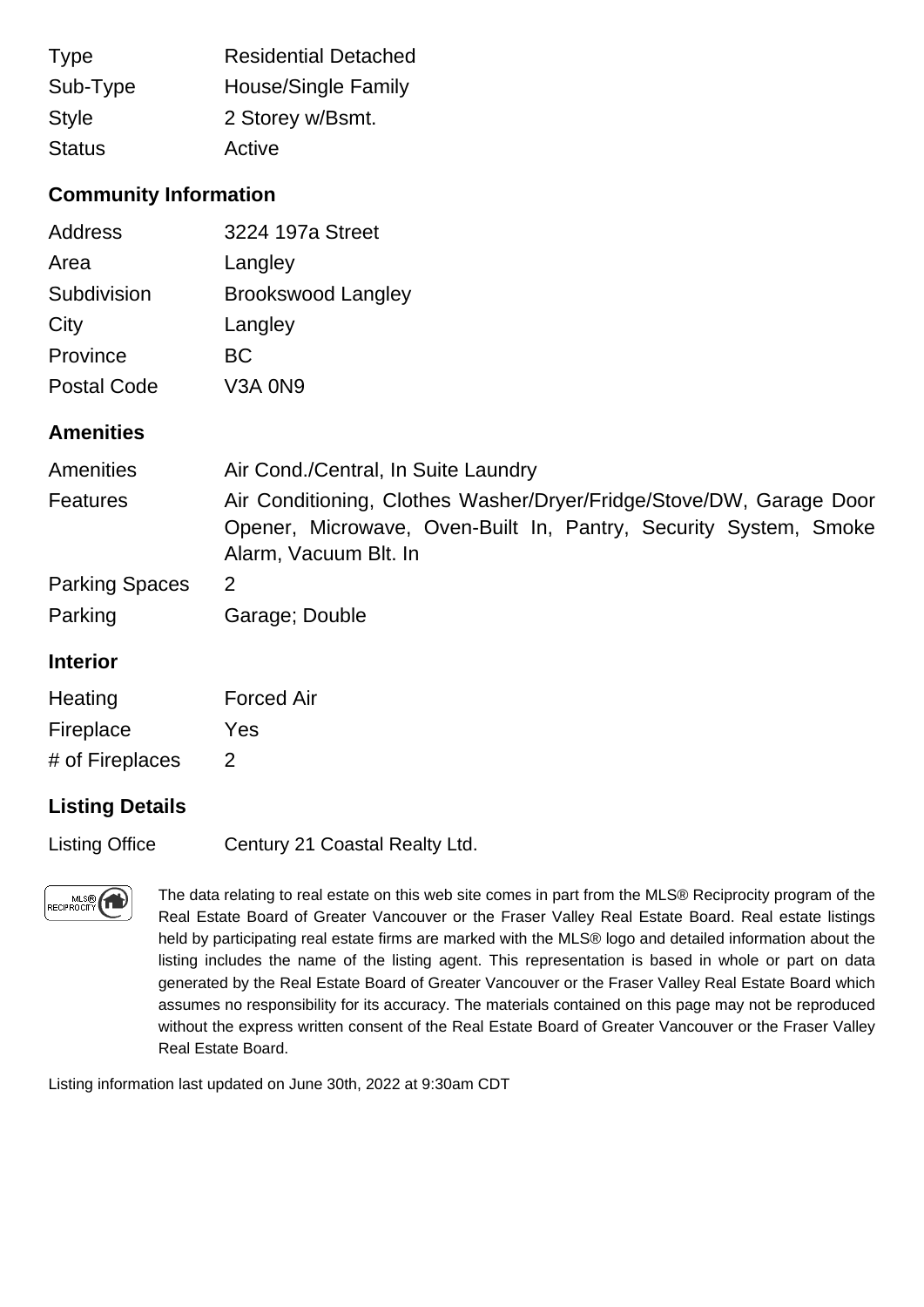| | |
|---|---|
| Type | Residential Detached |
| Sub-Type | House/Single Family |
| Style | 2 Storey w/Bsmt. |
| Status | Active |

## Community Information

| | |
|---|---|
| Address | 3224 197a Street |
| Area | Langley |
| Subdivision | Brookswood Langley |
| City | Langley |
| Province | BC |
| Postal Code | V3A 0N9 |

## Amenities

| | |
|---|---|
| Amenities | Air Cond./Central, In Suite Laundry |
| Features | Air Conditioning, Clothes Washer/Dryer/Fridge/Stove/DW, Garage Door Opener, Microwave, Oven-Built In, Pantry, Security System, Smoke Alarm, Vacuum Blt. In |
| Parking Spaces | 2 |
| Parking | Garage; Double |

## Interior

| | |
|---|---|
| Heating | Forced Air |
| Fireplace | Yes |
| # of Fireplaces | 2 |

## Listing Details

| | |
|---|---|
| Listing Office | Century 21 Coastal Realty Ltd. |

The data relating to real estate on this web site comes in part from the MLS® Reciprocity program of the Real Estate Board of Greater Vancouver or the Fraser Valley Real Estate Board. Real estate listings held by participating real estate firms are marked with the MLS® logo and detailed information about the listing includes the name of the listing agent. This representation is based in whole or part on data generated by the Real Estate Board of Greater Vancouver or the Fraser Valley Real Estate Board which assumes no responsibility for its accuracy. The materials contained on this page may not be reproduced without the express written consent of the Real Estate Board of Greater Vancouver or the Fraser Valley Real Estate Board.

Listing information last updated on June 30th, 2022 at 9:30am CDT